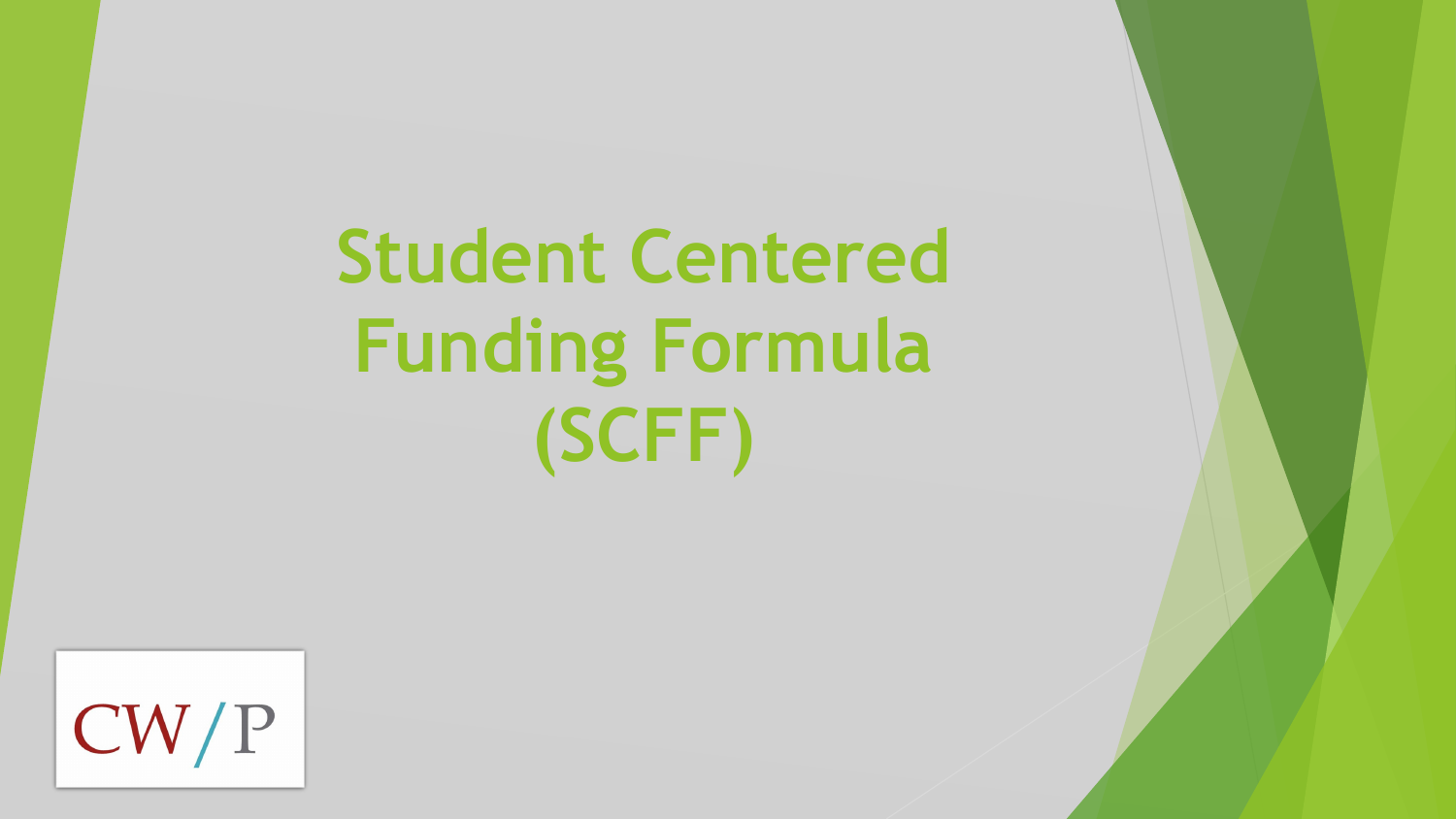# Student Centered Funding Formula (SCFF)

CW/P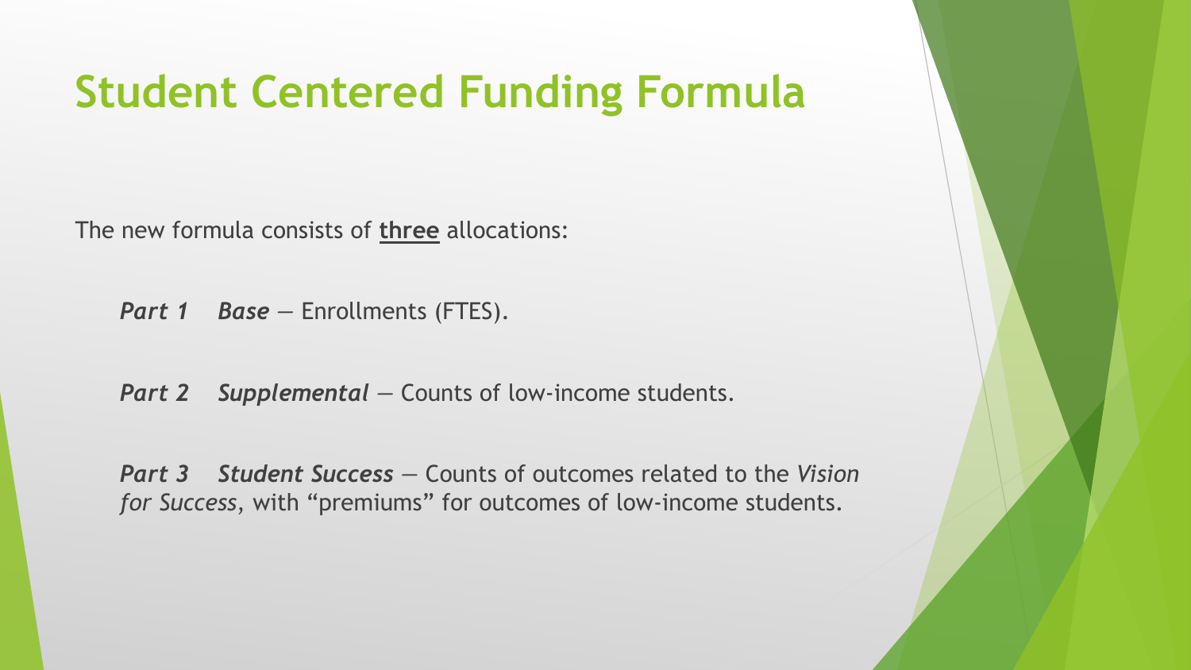# Student Centered Funding Formula

The new formula consists of **three** allocations:

***Part 1 Base*** — Enrollments (FTES).

***Part 2 Supplemental*** — Counts of low-income students.

***Part 3 Student Success*** — Counts of outcomes related to the *Vision for Success*, with "premiums" for outcomes of low-income students.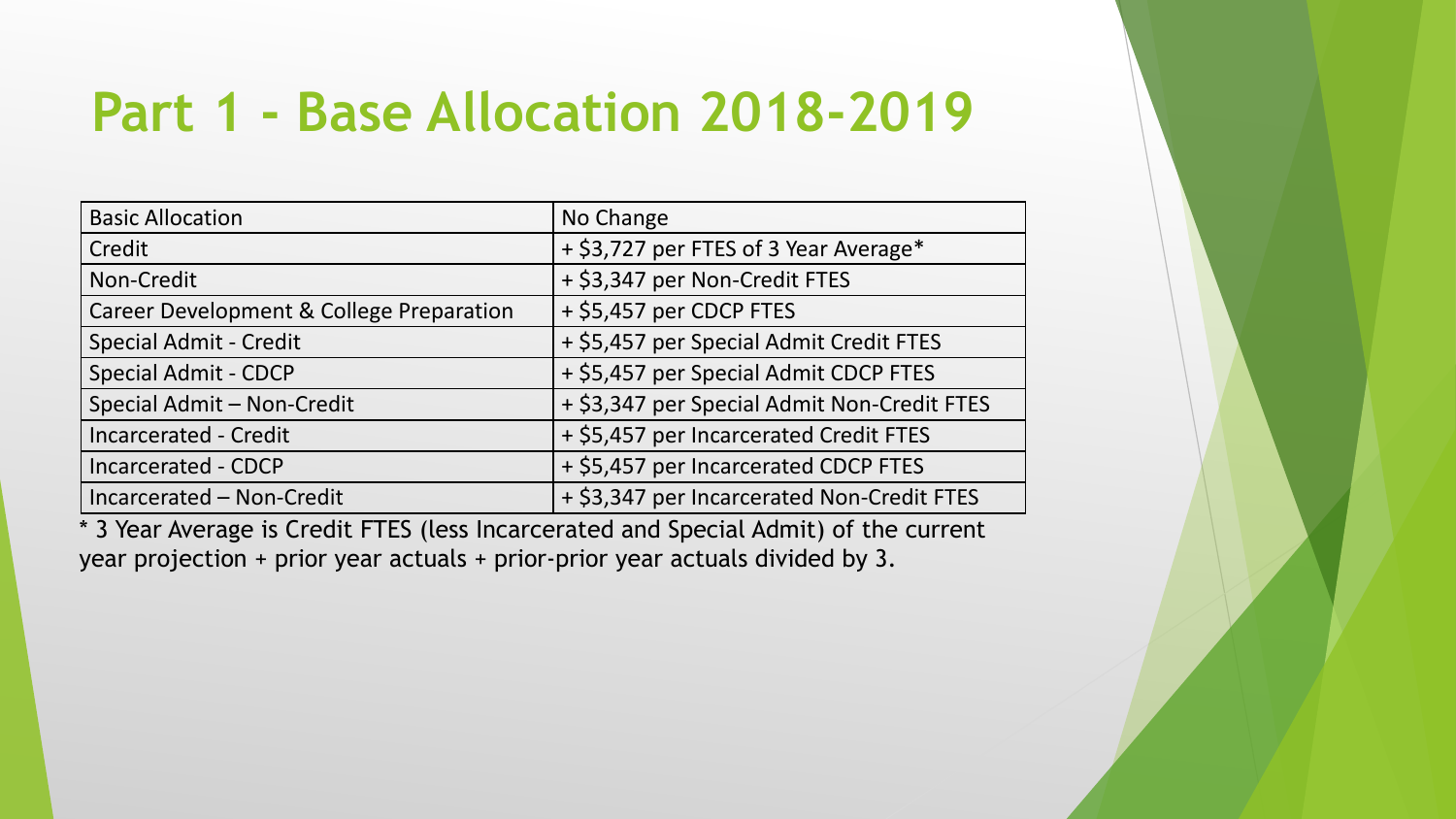# Part 1 - Base Allocation 2018-2019

| Basic Allocation | No Change |
|---|---|
| Credit | + $3,727 per FTES of 3 Year Average* |
| Non-Credit | + $3,347 per Non-Credit FTES |
| Career Development & College Preparation | + $5,457 per CDCP FTES |
| Special Admit - Credit | + $5,457 per Special Admit Credit FTES |
| Special Admit - CDCP | + $5,457 per Special Admit CDCP FTES |
| Special Admit – Non-Credit | + $3,347 per Special Admit Non-Credit FTES |
| Incarcerated - Credit | + $5,457 per Incarcerated Credit FTES |
| Incarcerated - CDCP | + $5,457 per Incarcerated CDCP FTES |
| Incarcerated – Non-Credit | + $3,347 per Incarcerated Non-Credit FTES |

* 3 Year Average is Credit FTES (less Incarcerated and Special Admit) of the current year projection + prior year actuals + prior-prior year actuals divided by 3.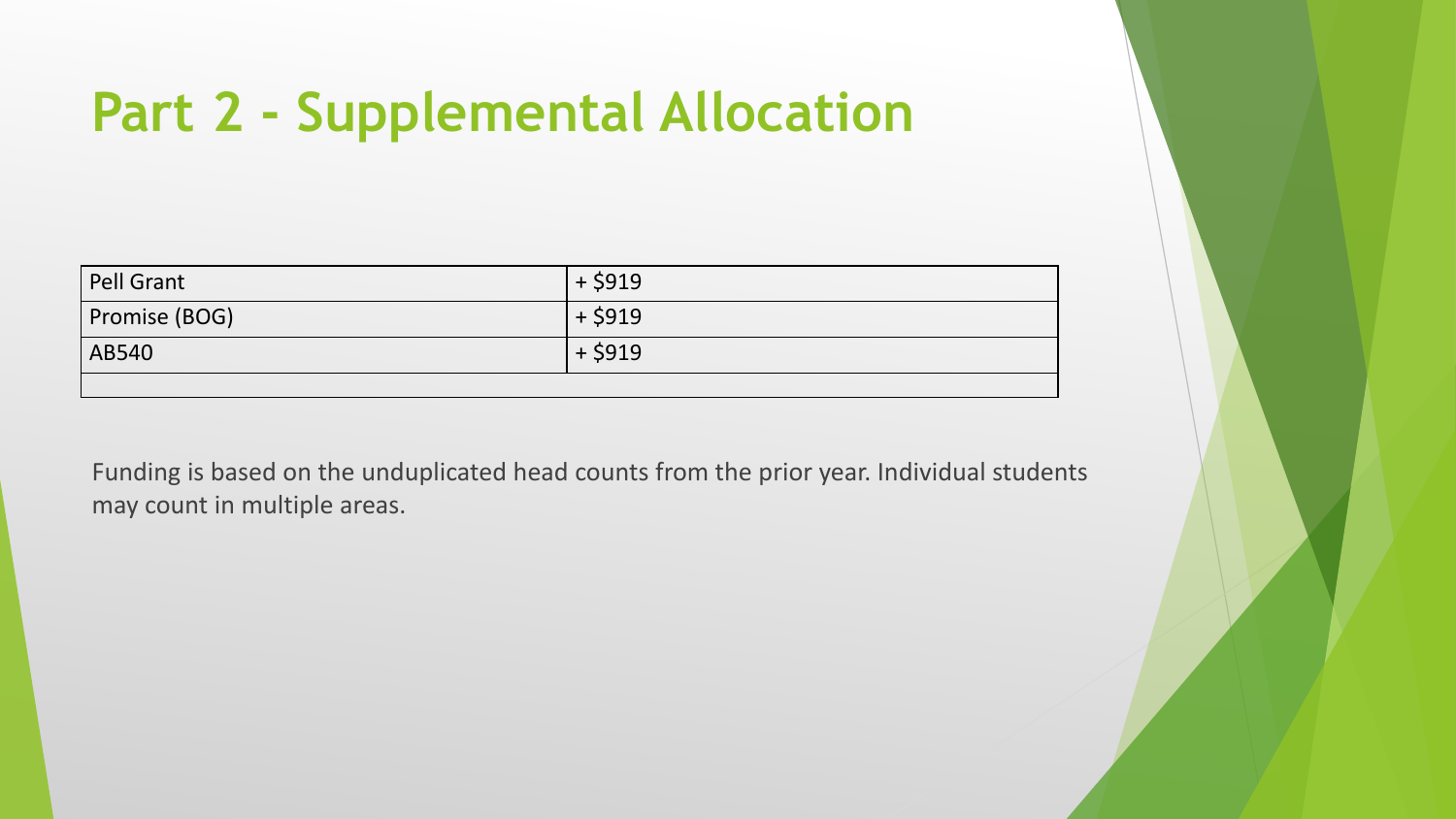# Part 2 - Supplemental Allocation

| Pell Grant | + $919 |
|---|---|
| Promise (BOG) | + $919 |
| AB540 | + $919 |
| | |

Funding is based on the unduplicated head counts from the prior year. Individual students may count in multiple areas.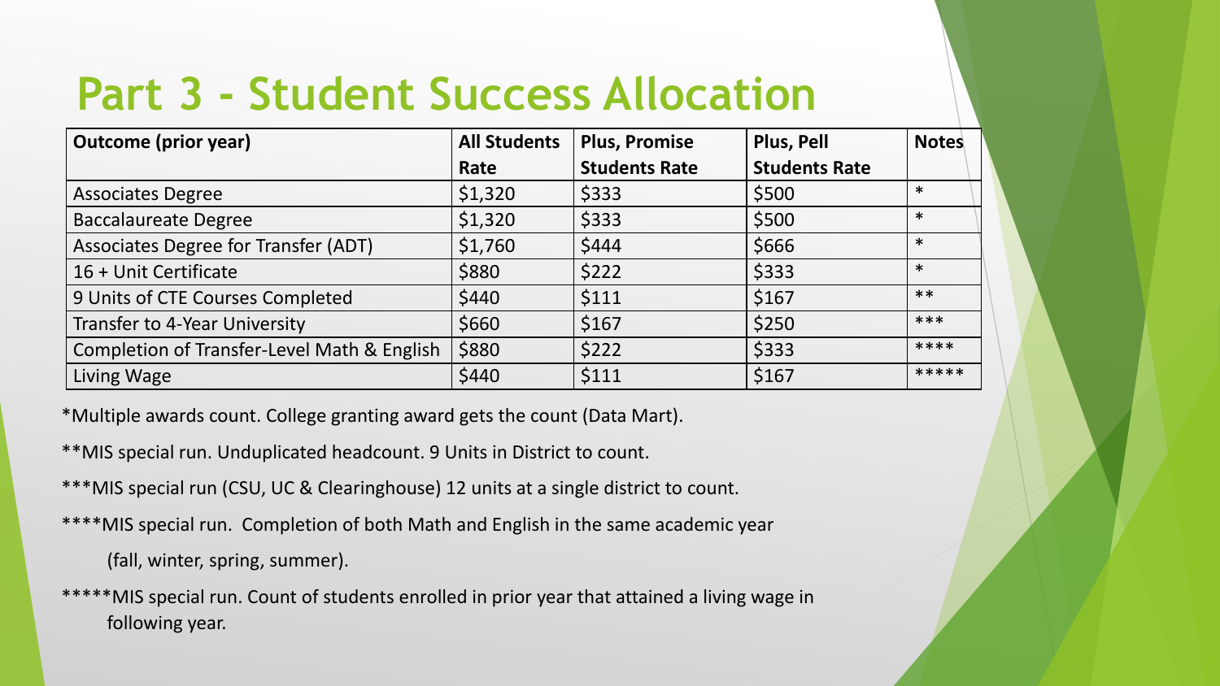# Part 3 - Student Success Allocation

| Outcome (prior year) | All Students Rate | Plus, Promise Students Rate | Plus, Pell Students Rate | Notes |
|---|---|---|---|---|
| Associates Degree | $1,320 | $333 | $500 | * |
| Baccalaureate Degree | $1,320 | $333 | $500 | * |
| Associates Degree for Transfer (ADT) | $1,760 | $444 | $666 | * |
| 16 + Unit Certificate | $880 | $222 | $333 | * |
| 9 Units of CTE Courses Completed | $440 | $111 | $167 | ** |
| Transfer to 4-Year University | $660 | $167 | $250 | *** |
| Completion of Transfer-Level Math & English | $880 | $222 | $333 | **** |
| Living Wage | $440 | $111 | $167 | ***** |

*Multiple awards count. College granting award gets the count (Data Mart).

**MIS special run. Unduplicated headcount. 9 Units in District to count.

***MIS special run (CSU, UC & Clearinghouse) 12 units at a single district to count.

****MIS special run. Completion of both Math and English in the same academic year (fall, winter, spring, summer).

*****MIS special run. Count of students enrolled in prior year that attained a living wage in following year.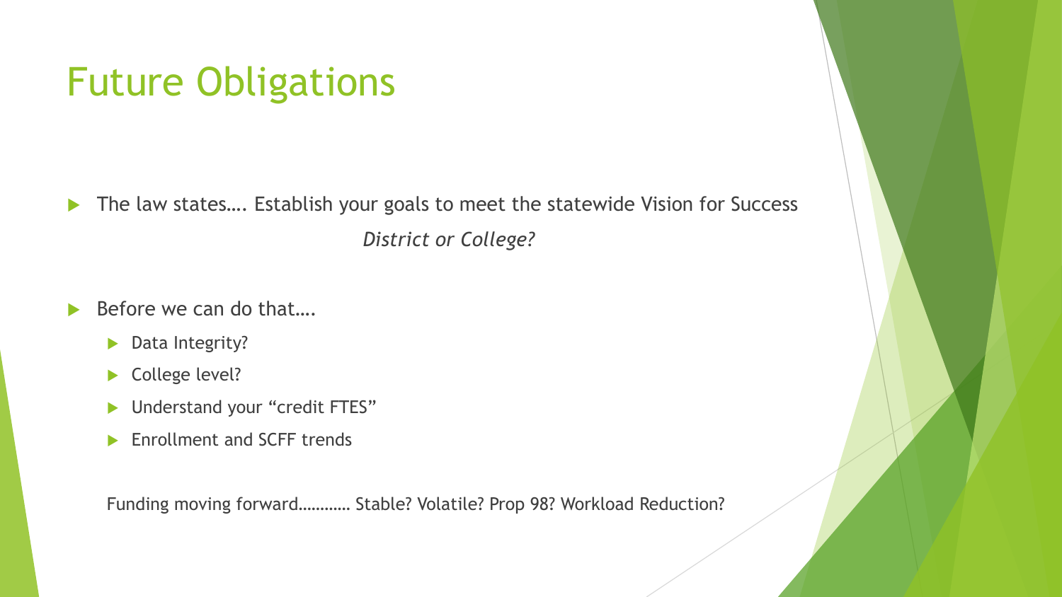# Future Obligations

- The law states…. Establish your goals to meet the statewide Vision for Success

  *District or College?*

- Before we can do that….
  - Data Integrity?
  - College level?
  - Understand your "credit FTES"
  - Enrollment and SCFF trends

Funding moving forward………… Stable? Volatile? Prop 98? Workload Reduction?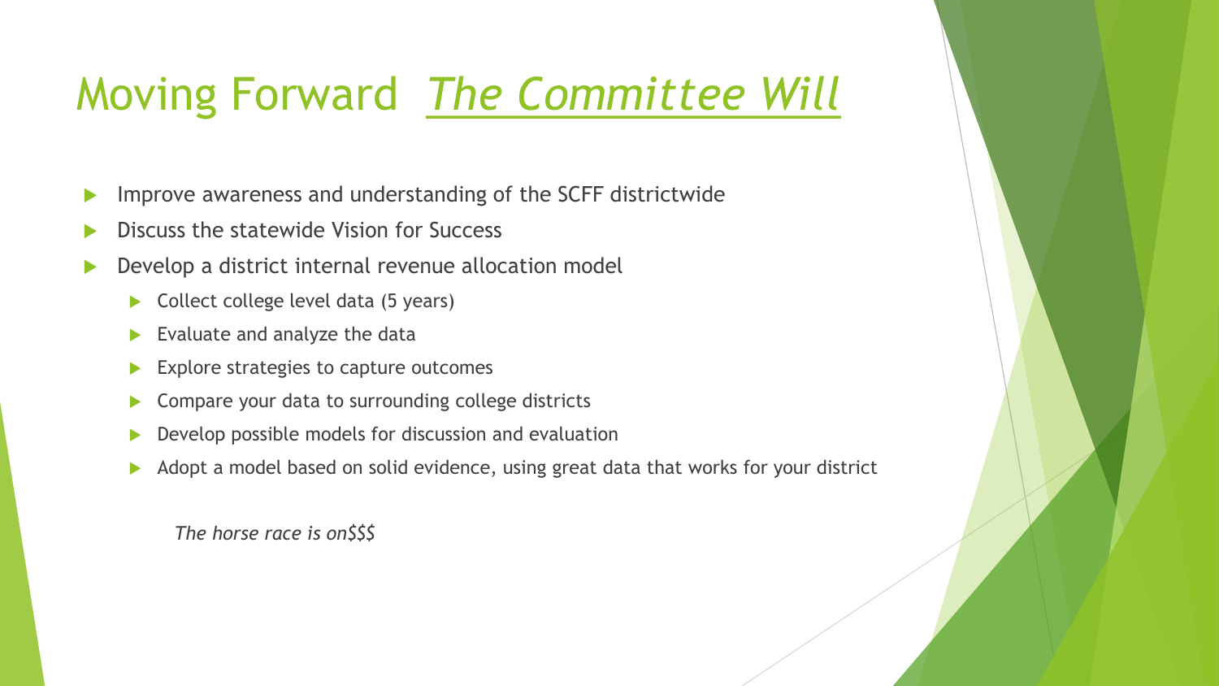# Moving Forward *The Committee Will*

- Improve awareness and understanding of the SCFF districtwide
- Discuss the statewide Vision for Success
- Develop a district internal revenue allocation model
  - Collect college level data (5 years)
  - Evaluate and analyze the data
  - Explore strategies to capture outcomes
  - Compare your data to surrounding college districts
  - Develop possible models for discussion and evaluation
  - Adopt a model based on solid evidence, using great data that works for your district

*The horse race is on$$$*